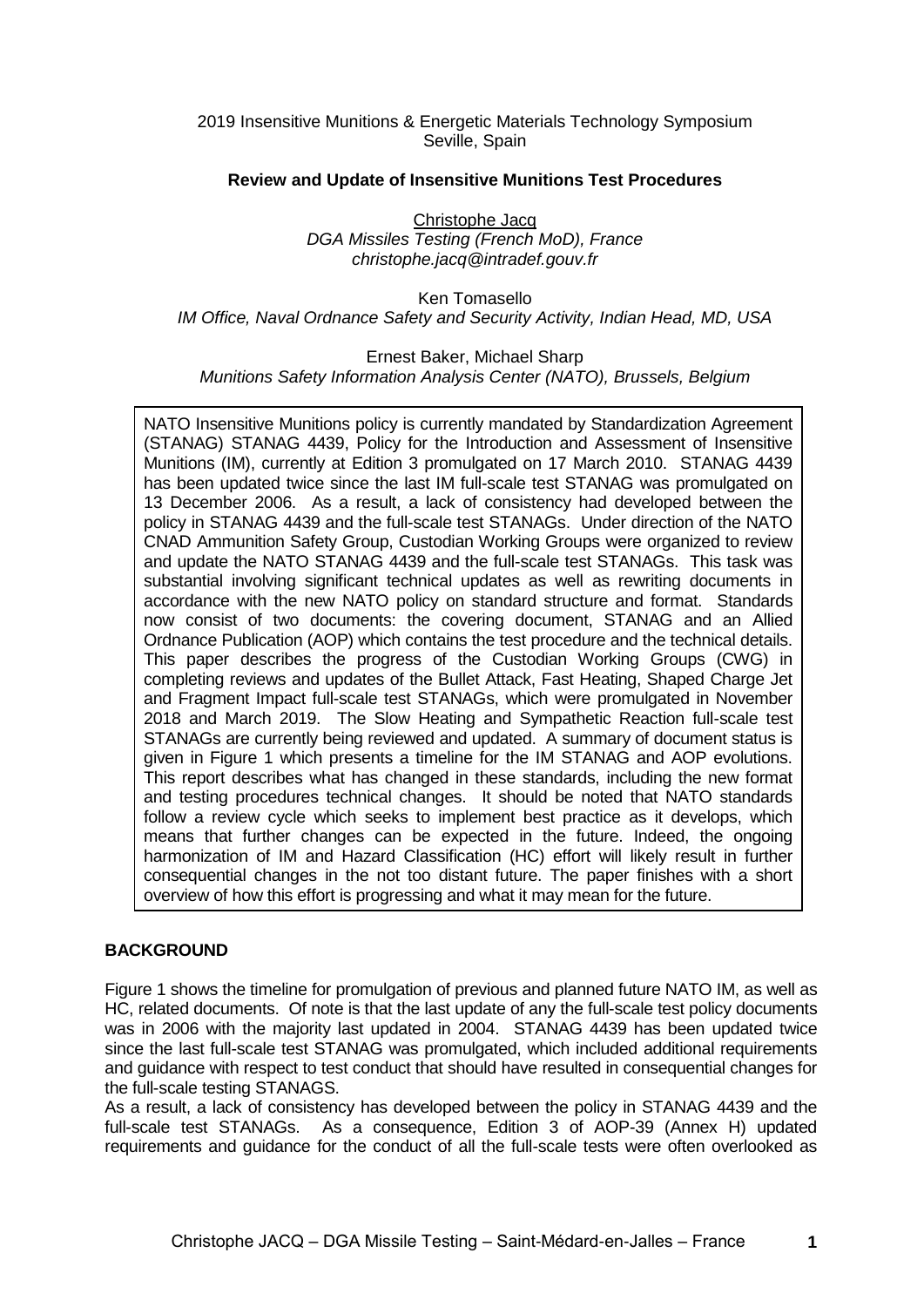2019 Insensitive Munitions & Energetic Materials Technology Symposium
Seville, Spain

# Review and Update of Insensitive Munitions Test Procedures

Christophe Jacq
*DGA Missiles Testing (French MoD), France*
*christophe.jacq@intradef.gouv.fr*

Ken Tomasello
*IM Office, Naval Ordnance Safety and Security Activity, Indian Head, MD, USA*

Ernest Baker, Michael Sharp
*Munitions Safety Information Analysis Center (NATO), Brussels, Belgium*

NATO Insensitive Munitions policy is currently mandated by Standardization Agreement (STANAG) STANAG 4439, Policy for the Introduction and Assessment of Insensitive Munitions (IM), currently at Edition 3 promulgated on 17 March 2010. STANAG 4439 has been updated twice since the last IM full-scale test STANAG was promulgated on 13 December 2006. As a result, a lack of consistency had developed between the policy in STANAG 4439 and the full-scale test STANAGs. Under direction of the NATO CNAD Ammunition Safety Group, Custodian Working Groups were organized to review and update the NATO STANAG 4439 and the full-scale test STANAGs. This task was substantial involving significant technical updates as well as rewriting documents in accordance with the new NATO policy on standard structure and format. Standards now consist of two documents: the covering document, STANAG and an Allied Ordnance Publication (AOP) which contains the test procedure and the technical details. This paper describes the progress of the Custodian Working Groups (CWG) in completing reviews and updates of the Bullet Attack, Fast Heating, Shaped Charge Jet and Fragment Impact full-scale test STANAGs, which were promulgated in November 2018 and March 2019. The Slow Heating and Sympathetic Reaction full-scale test STANAGs are currently being reviewed and updated. A summary of document status is given in Figure 1 which presents a timeline for the IM STANAG and AOP evolutions. This report describes what has changed in these standards, including the new format and testing procedures technical changes. It should be noted that NATO standards follow a review cycle which seeks to implement best practice as it develops, which means that further changes can be expected in the future. Indeed, the ongoing harmonization of IM and Hazard Classification (HC) effort will likely result in further consequential changes in the not too distant future. The paper finishes with a short overview of how this effort is progressing and what it may mean for the future.

## BACKGROUND

Figure 1 shows the timeline for promulgation of previous and planned future NATO IM, as well as HC, related documents. Of note is that the last update of any the full-scale test policy documents was in 2006 with the majority last updated in 2004. STANAG 4439 has been updated twice since the last full-scale test STANAG was promulgated, which included additional requirements and guidance with respect to test conduct that should have resulted in consequential changes for the full-scale testing STANAGS.

As a result, a lack of consistency has developed between the policy in STANAG 4439 and the full-scale test STANAGs. As a consequence, Edition 3 of AOP-39 (Annex H) updated requirements and guidance for the conduct of all the full-scale tests were often overlooked as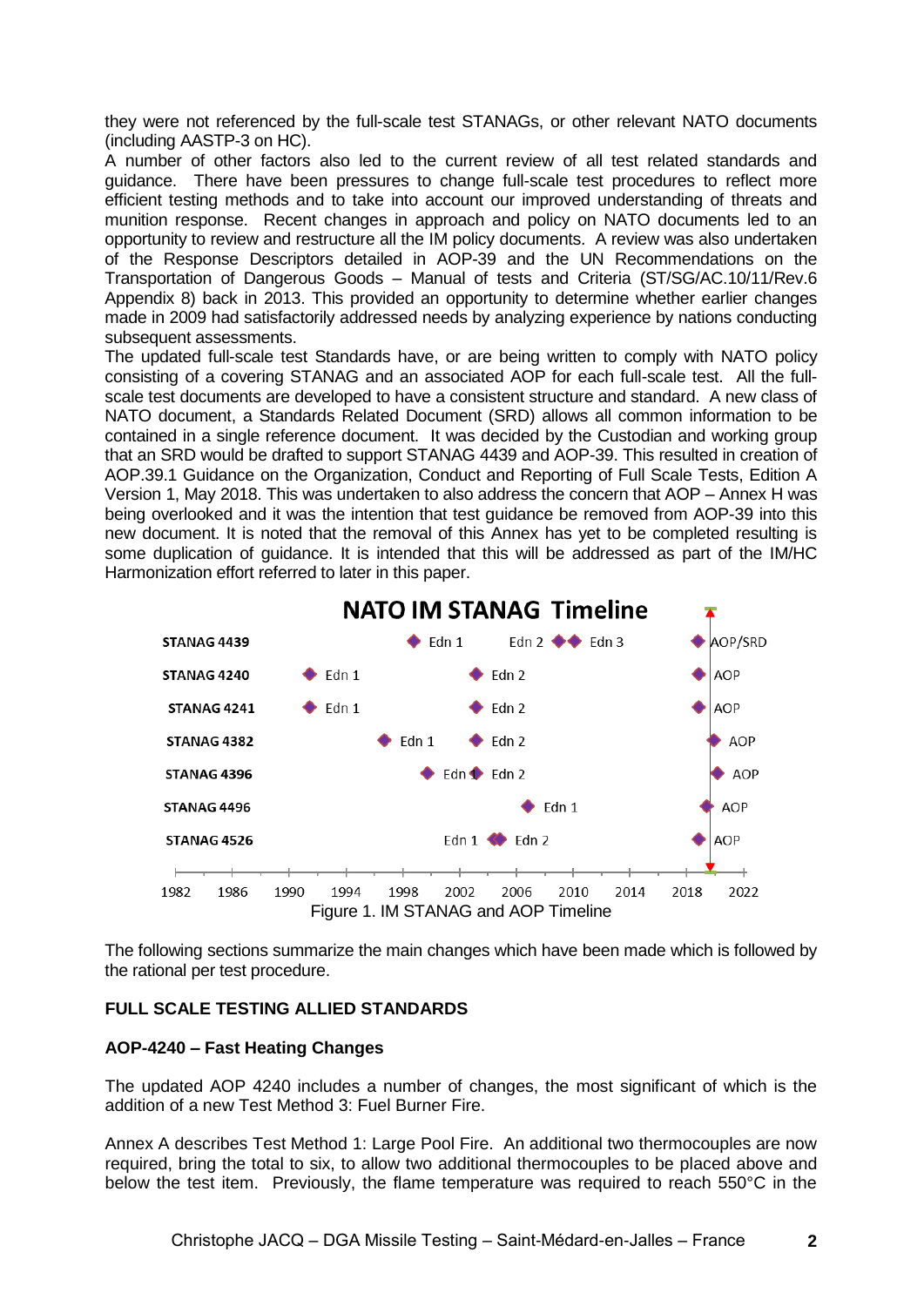they were not referenced by the full-scale test STANAGs, or other relevant NATO documents (including AASTP-3 on HC).

A number of other factors also led to the current review of all test related standards and guidance. There have been pressures to change full-scale test procedures to reflect more efficient testing methods and to take into account our improved understanding of threats and munition response. Recent changes in approach and policy on NATO documents led to an opportunity to review and restructure all the IM policy documents. A review was also undertaken of the Response Descriptors detailed in AOP-39 and the UN Recommendations on the Transportation of Dangerous Goods – Manual of tests and Criteria (ST/SG/AC.10/11/Rev.6 Appendix 8) back in 2013. This provided an opportunity to determine whether earlier changes made in 2009 had satisfactorily addressed needs by analyzing experience by nations conducting subsequent assessments.

The updated full-scale test Standards have, or are being written to comply with NATO policy consisting of a covering STANAG and an associated AOP for each full-scale test. All the full-scale test documents are developed to have a consistent structure and standard. A new class of NATO document, a Standards Related Document (SRD) allows all common information to be contained in a single reference document. It was decided by the Custodian and working group that an SRD would be drafted to support STANAG 4439 and AOP-39. This resulted in creation of AOP.39.1 Guidance on the Organization, Conduct and Reporting of Full Scale Tests, Edition A Version 1, May 2018. This was undertaken to also address the concern that AOP – Annex H was being overlooked and it was the intention that test guidance be removed from AOP-39 into this new document. It is noted that the removal of this Annex has yet to be completed resulting is some duplication of guidance. It is intended that this will be addressed as part of the IM/HC Harmonization effort referred to later in this paper.

**NATO IM STANAG Timeline**

Figure 1. IM STANAG and AOP Timeline

The following sections summarize the main changes which have been made which is followed by the rational per test procedure.

### FULL SCALE TESTING ALLIED STANDARDS

### AOP-4240 – Fast Heating Changes

The updated AOP 4240 includes a number of changes, the most significant of which is the addition of a new Test Method 3: Fuel Burner Fire.

Annex A describes Test Method 1: Large Pool Fire. An additional two thermocouples are now required, bring the total to six, to allow two additional thermocouples to be placed above and below the test item. Previously, the flame temperature was required to reach 550°C in the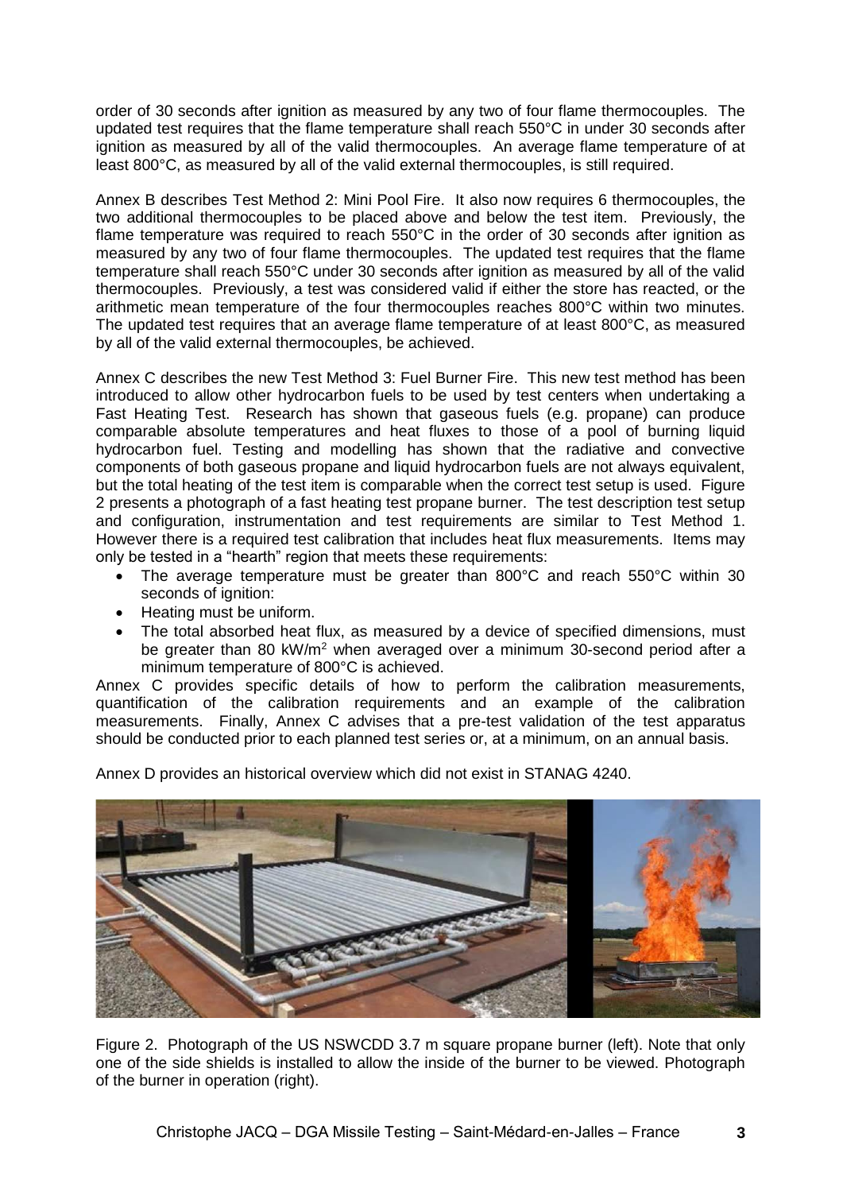order of 30 seconds after ignition as measured by any two of four flame thermocouples. The updated test requires that the flame temperature shall reach 550°C in under 30 seconds after ignition as measured by all of the valid thermocouples. An average flame temperature of at least 800°C, as measured by all of the valid external thermocouples, is still required.

Annex B describes Test Method 2: Mini Pool Fire. It also now requires 6 thermocouples, the two additional thermocouples to be placed above and below the test item. Previously, the flame temperature was required to reach 550°C in the order of 30 seconds after ignition as measured by any two of four flame thermocouples. The updated test requires that the flame temperature shall reach 550°C under 30 seconds after ignition as measured by all of the valid thermocouples. Previously, a test was considered valid if either the store has reacted, or the arithmetic mean temperature of the four thermocouples reaches 800°C within two minutes. The updated test requires that an average flame temperature of at least 800°C, as measured by all of the valid external thermocouples, be achieved.

Annex C describes the new Test Method 3: Fuel Burner Fire. This new test method has been introduced to allow other hydrocarbon fuels to be used by test centers when undertaking a Fast Heating Test. Research has shown that gaseous fuels (e.g. propane) can produce comparable absolute temperatures and heat fluxes to those of a pool of burning liquid hydrocarbon fuel. Testing and modelling has shown that the radiative and convective components of both gaseous propane and liquid hydrocarbon fuels are not always equivalent, but the total heating of the test item is comparable when the correct test setup is used. Figure 2 presents a photograph of a fast heating test propane burner. The test description test setup and configuration, instrumentation and test requirements are similar to Test Method 1. However there is a required test calibration that includes heat flux measurements. Items may only be tested in a "hearth" region that meets these requirements:

- The average temperature must be greater than 800°C and reach 550°C within 30 seconds of ignition:
- Heating must be uniform.
- The total absorbed heat flux, as measured by a device of specified dimensions, must be greater than 80 kW/m$^2$ when averaged over a minimum 30-second period after a minimum temperature of 800°C is achieved.

Annex C provides specific details of how to perform the calibration measurements, quantification of the calibration requirements and an example of the calibration measurements. Finally, Annex C advises that a pre-test validation of the test apparatus should be conducted prior to each planned test series or, at a minimum, on an annual basis.

Annex D provides an historical overview which did not exist in STANAG 4240.

Figure 2. Photograph of the US NSWCDD 3.7 m square propane burner (left). Note that only one of the side shields is installed to allow the inside of the burner to be viewed. Photograph of the burner in operation (right).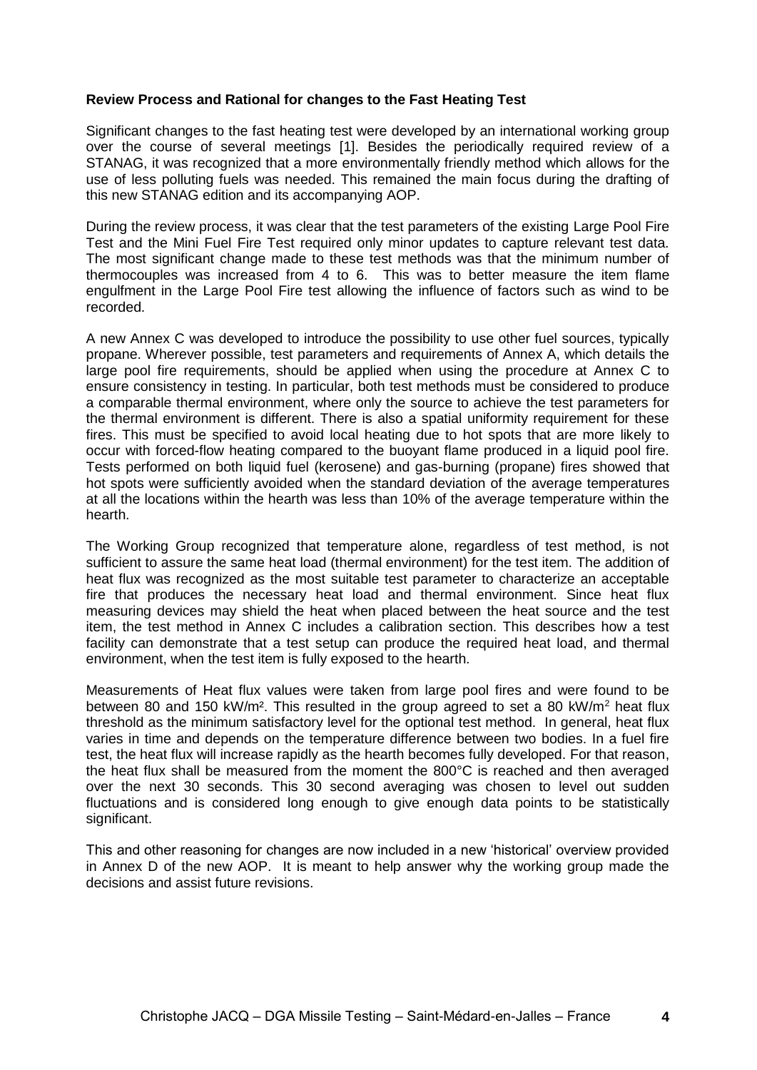**Review Process and Rational for changes to the Fast Heating Test**

Significant changes to the fast heating test were developed by an international working group over the course of several meetings [1]. Besides the periodically required review of a STANAG, it was recognized that a more environmentally friendly method which allows for the use of less polluting fuels was needed. This remained the main focus during the drafting of this new STANAG edition and its accompanying AOP.

During the review process, it was clear that the test parameters of the existing Large Pool Fire Test and the Mini Fuel Fire Test required only minor updates to capture relevant test data. The most significant change made to these test methods was that the minimum number of thermocouples was increased from 4 to 6. This was to better measure the item flame engulfment in the Large Pool Fire test allowing the influence of factors such as wind to be recorded.

A new Annex C was developed to introduce the possibility to use other fuel sources, typically propane. Wherever possible, test parameters and requirements of Annex A, which details the large pool fire requirements, should be applied when using the procedure at Annex C to ensure consistency in testing. In particular, both test methods must be considered to produce a comparable thermal environment, where only the source to achieve the test parameters for the thermal environment is different. There is also a spatial uniformity requirement for these fires. This must be specified to avoid local heating due to hot spots that are more likely to occur with forced-flow heating compared to the buoyant flame produced in a liquid pool fire. Tests performed on both liquid fuel (kerosene) and gas-burning (propane) fires showed that hot spots were sufficiently avoided when the standard deviation of the average temperatures at all the locations within the hearth was less than 10% of the average temperature within the hearth.

The Working Group recognized that temperature alone, regardless of test method, is not sufficient to assure the same heat load (thermal environment) for the test item. The addition of heat flux was recognized as the most suitable test parameter to characterize an acceptable fire that produces the necessary heat load and thermal environment. Since heat flux measuring devices may shield the heat when placed between the heat source and the test item, the test method in Annex C includes a calibration section. This describes how a test facility can demonstrate that a test setup can produce the required heat load, and thermal environment, when the test item is fully exposed to the hearth.

Measurements of Heat flux values were taken from large pool fires and were found to be between 80 and 150 kW/m². This resulted in the group agreed to set a 80 kW/m² heat flux threshold as the minimum satisfactory level for the optional test method. In general, heat flux varies in time and depends on the temperature difference between two bodies. In a fuel fire test, the heat flux will increase rapidly as the hearth becomes fully developed. For that reason, the heat flux shall be measured from the moment the 800°C is reached and then averaged over the next 30 seconds. This 30 second averaging was chosen to level out sudden fluctuations and is considered long enough to give enough data points to be statistically significant.

This and other reasoning for changes are now included in a new 'historical' overview provided in Annex D of the new AOP. It is meant to help answer why the working group made the decisions and assist future revisions.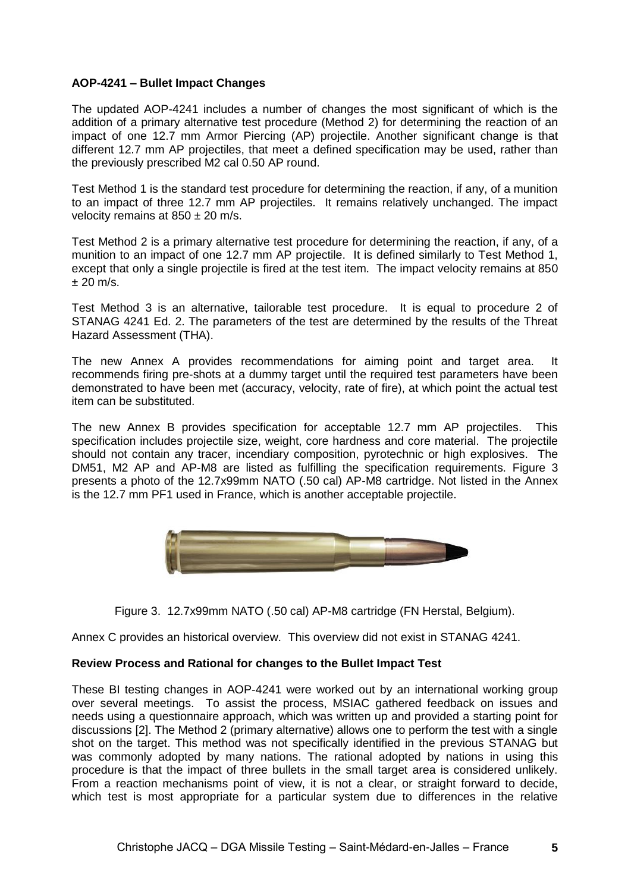**AOP-4241 – Bullet Impact Changes**

The updated AOP-4241 includes a number of changes the most significant of which is the addition of a primary alternative test procedure (Method 2) for determining the reaction of an impact of one 12.7 mm Armor Piercing (AP) projectile. Another significant change is that different 12.7 mm AP projectiles, that meet a defined specification may be used, rather than the previously prescribed M2 cal 0.50 AP round.

Test Method 1 is the standard test procedure for determining the reaction, if any, of a munition to an impact of three 12.7 mm AP projectiles. It remains relatively unchanged. The impact velocity remains at 850 ± 20 m/s.

Test Method 2 is a primary alternative test procedure for determining the reaction, if any, of a munition to an impact of one 12.7 mm AP projectile. It is defined similarly to Test Method 1, except that only a single projectile is fired at the test item. The impact velocity remains at 850 ± 20 m/s.

Test Method 3 is an alternative, tailorable test procedure. It is equal to procedure 2 of STANAG 4241 Ed. 2. The parameters of the test are determined by the results of the Threat Hazard Assessment (THA).

The new Annex A provides recommendations for aiming point and target area. It recommends firing pre-shots at a dummy target until the required test parameters have been demonstrated to have been met (accuracy, velocity, rate of fire), at which point the actual test item can be substituted.

The new Annex B provides specification for acceptable 12.7 mm AP projectiles. This specification includes projectile size, weight, core hardness and core material. The projectile should not contain any tracer, incendiary composition, pyrotechnic or high explosives. The DM51, M2 AP and AP-M8 are listed as fulfilling the specification requirements. Figure 3 presents a photo of the 12.7x99mm NATO (.50 cal) AP-M8 cartridge. Not listed in the Annex is the 12.7 mm PF1 used in France, which is another acceptable projectile.

Figure 3. 12.7x99mm NATO (.50 cal) AP-M8 cartridge (FN Herstal, Belgium).

Annex C provides an historical overview. This overview did not exist in STANAG 4241.

**Review Process and Rational for changes to the Bullet Impact Test**

These BI testing changes in AOP-4241 were worked out by an international working group over several meetings. To assist the process, MSIAC gathered feedback on issues and needs using a questionnaire approach, which was written up and provided a starting point for discussions [2]. The Method 2 (primary alternative) allows one to perform the test with a single shot on the target. This method was not specifically identified in the previous STANAG but was commonly adopted by many nations. The rational adopted by nations in using this procedure is that the impact of three bullets in the small target area is considered unlikely. From a reaction mechanisms point of view, it is not a clear, or straight forward to decide, which test is most appropriate for a particular system due to differences in the relative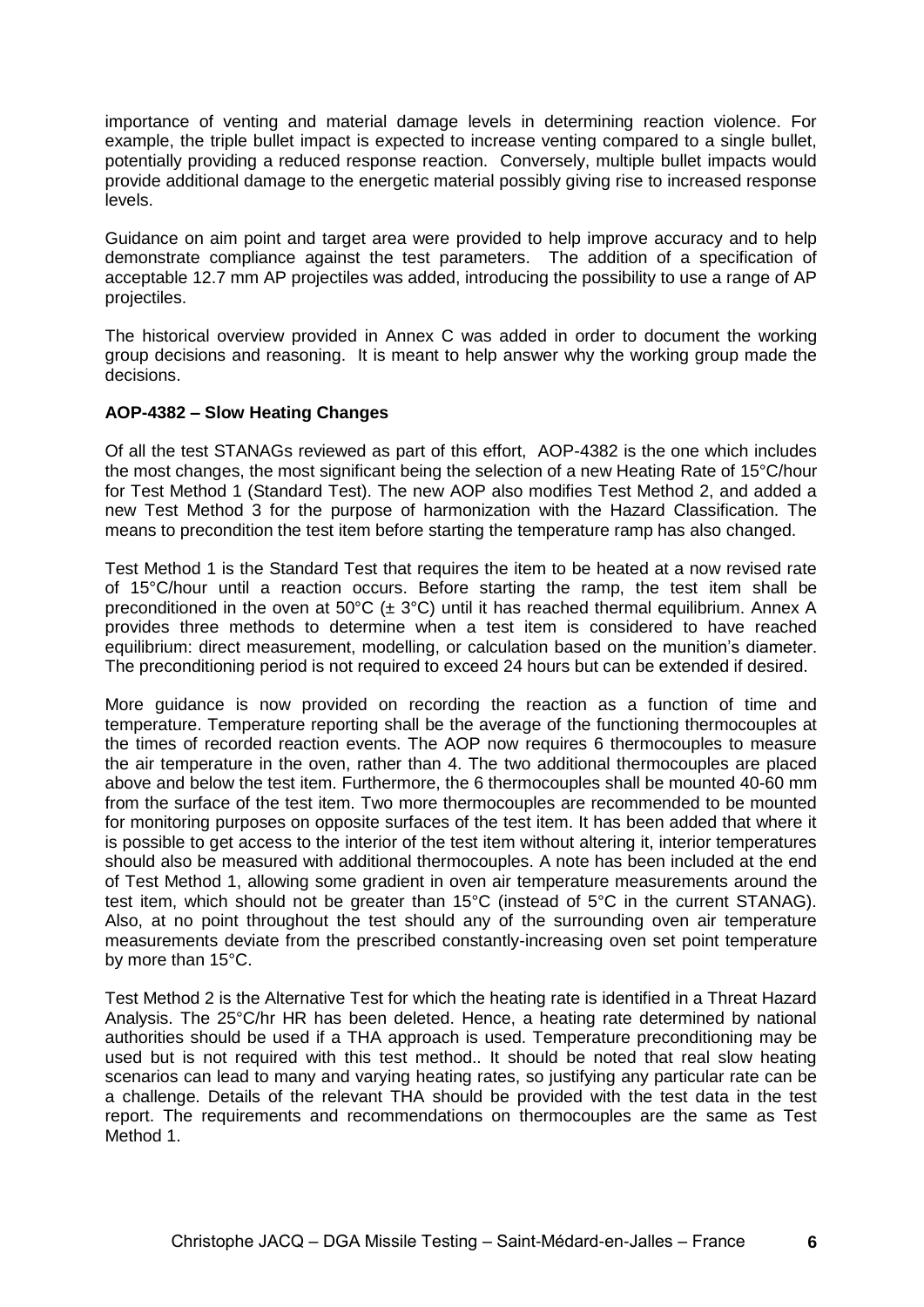importance of venting and material damage levels in determining reaction violence. For example, the triple bullet impact is expected to increase venting compared to a single bullet, potentially providing a reduced response reaction. Conversely, multiple bullet impacts would provide additional damage to the energetic material possibly giving rise to increased response levels.

Guidance on aim point and target area were provided to help improve accuracy and to help demonstrate compliance against the test parameters. The addition of a specification of acceptable 12.7 mm AP projectiles was added, introducing the possibility to use a range of AP projectiles.

The historical overview provided in Annex C was added in order to document the working group decisions and reasoning. It is meant to help answer why the working group made the decisions.

**AOP-4382 – Slow Heating Changes**

Of all the test STANAGs reviewed as part of this effort, AOP-4382 is the one which includes the most changes, the most significant being the selection of a new Heating Rate of 15°C/hour for Test Method 1 (Standard Test). The new AOP also modifies Test Method 2, and added a new Test Method 3 for the purpose of harmonization with the Hazard Classification. The means to precondition the test item before starting the temperature ramp has also changed.

Test Method 1 is the Standard Test that requires the item to be heated at a now revised rate of 15°C/hour until a reaction occurs. Before starting the ramp, the test item shall be preconditioned in the oven at 50°C (± 3°C) until it has reached thermal equilibrium. Annex A provides three methods to determine when a test item is considered to have reached equilibrium: direct measurement, modelling, or calculation based on the munition's diameter. The preconditioning period is not required to exceed 24 hours but can be extended if desired.

More guidance is now provided on recording the reaction as a function of time and temperature. Temperature reporting shall be the average of the functioning thermocouples at the times of recorded reaction events. The AOP now requires 6 thermocouples to measure the air temperature in the oven, rather than 4. The two additional thermocouples are placed above and below the test item. Furthermore, the 6 thermocouples shall be mounted 40-60 mm from the surface of the test item. Two more thermocouples are recommended to be mounted for monitoring purposes on opposite surfaces of the test item. It has been added that where it is possible to get access to the interior of the test item without altering it, interior temperatures should also be measured with additional thermocouples. A note has been included at the end of Test Method 1, allowing some gradient in oven air temperature measurements around the test item, which should not be greater than 15°C (instead of 5°C in the current STANAG). Also, at no point throughout the test should any of the surrounding oven air temperature measurements deviate from the prescribed constantly-increasing oven set point temperature by more than 15°C.

Test Method 2 is the Alternative Test for which the heating rate is identified in a Threat Hazard Analysis. The 25°C/hr HR has been deleted. Hence, a heating rate determined by national authorities should be used if a THA approach is used. Temperature preconditioning may be used but is not required with this test method.. It should be noted that real slow heating scenarios can lead to many and varying heating rates, so justifying any particular rate can be a challenge. Details of the relevant THA should be provided with the test data in the test report. The requirements and recommendations on thermocouples are the same as Test Method 1.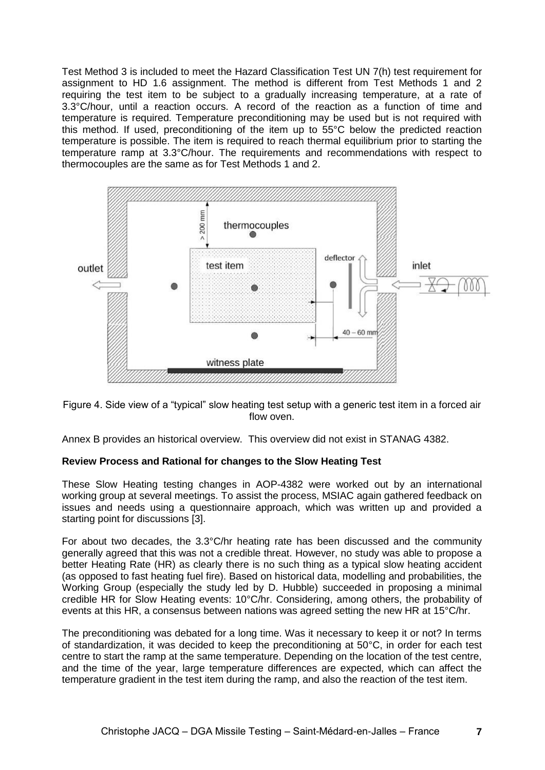Test Method 3 is included to meet the Hazard Classification Test UN 7(h) test requirement for assignment to HD 1.6 assignment. The method is different from Test Methods 1 and 2 requiring the test item to be subject to a gradually increasing temperature, at a rate of 3.3°C/hour, until a reaction occurs. A record of the reaction as a function of time and temperature is required. Temperature preconditioning may be used but is not required with this method. If used, preconditioning of the item up to 55°C below the predicted reaction temperature is possible. The item is required to reach thermal equilibrium prior to starting the temperature ramp at 3.3°C/hour. The requirements and recommendations with respect to thermocouples are the same as for Test Methods 1 and 2.

Figure 4. Side view of a "typical" slow heating test setup with a generic test item in a forced air flow oven.

Annex B provides an historical overview. This overview did not exist in STANAG 4382.

**Review Process and Rational for changes to the Slow Heating Test**

These Slow Heating testing changes in AOP-4382 were worked out by an international working group at several meetings. To assist the process, MSIAC again gathered feedback on issues and needs using a questionnaire approach, which was written up and provided a starting point for discussions [3].

For about two decades, the 3.3°C/hr heating rate has been discussed and the community generally agreed that this was not a credible threat. However, no study was able to propose a better Heating Rate (HR) as clearly there is no such thing as a typical slow heating accident (as opposed to fast heating fuel fire). Based on historical data, modelling and probabilities, the Working Group (especially the study led by D. Hubble) succeeded in proposing a minimal credible HR for Slow Heating events: 10°C/hr. Considering, among others, the probability of events at this HR, a consensus between nations was agreed setting the new HR at 15°C/hr.

The preconditioning was debated for a long time. Was it necessary to keep it or not? In terms of standardization, it was decided to keep the preconditioning at 50°C, in order for each test centre to start the ramp at the same temperature. Depending on the location of the test centre, and the time of the year, large temperature differences are expected, which can affect the temperature gradient in the test item during the ramp, and also the reaction of the test item.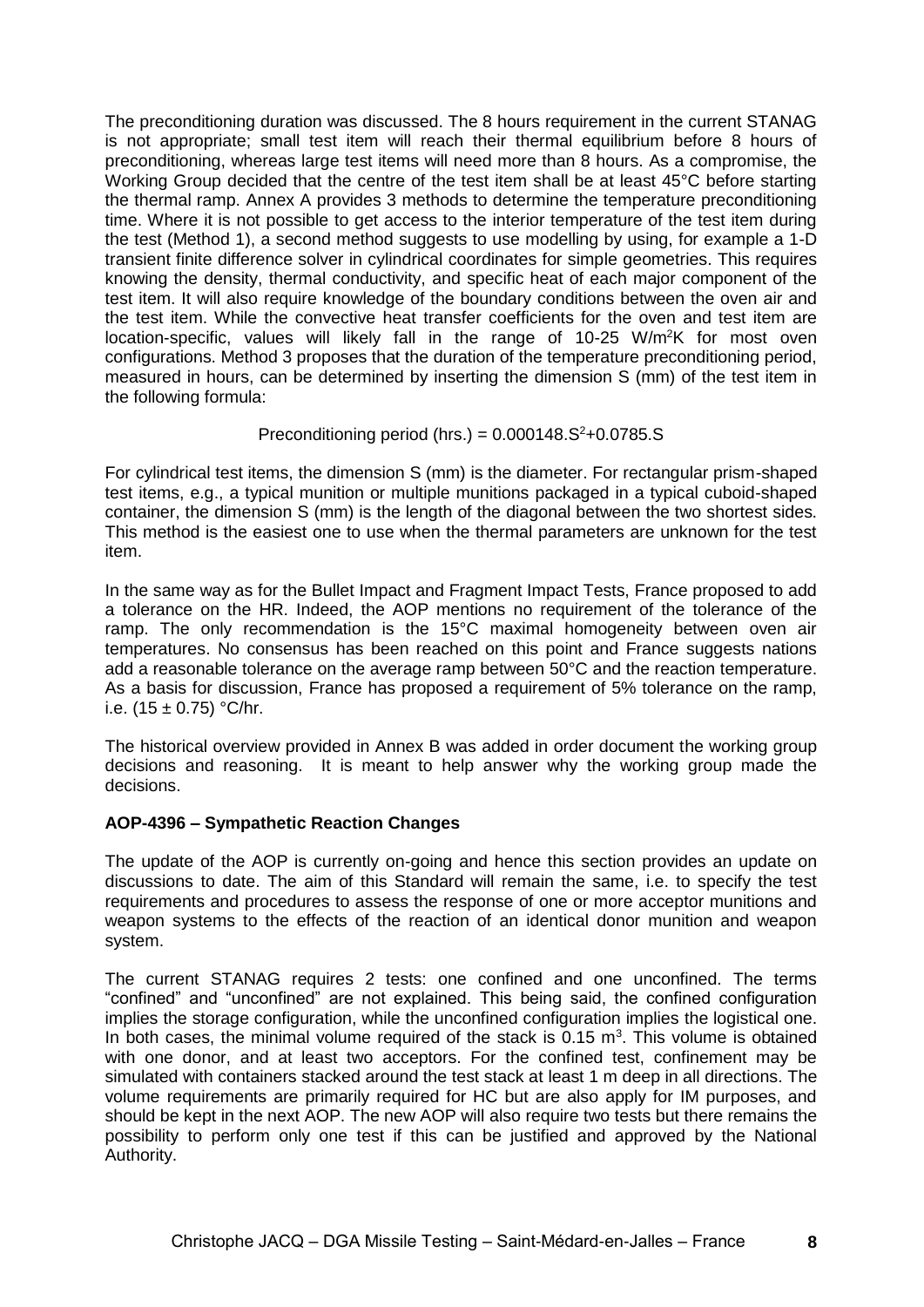The preconditioning duration was discussed. The 8 hours requirement in the current STANAG is not appropriate; small test item will reach their thermal equilibrium before 8 hours of preconditioning, whereas large test items will need more than 8 hours. As a compromise, the Working Group decided that the centre of the test item shall be at least 45°C before starting the thermal ramp. Annex A provides 3 methods to determine the temperature preconditioning time. Where it is not possible to get access to the interior temperature of the test item during the test (Method 1), a second method suggests to use modelling by using, for example a 1-D transient finite difference solver in cylindrical coordinates for simple geometries. This requires knowing the density, thermal conductivity, and specific heat of each major component of the test item. It will also require knowledge of the boundary conditions between the oven air and the test item. While the convective heat transfer coefficients for the oven and test item are location-specific, values will likely fall in the range of 10-25 $W/m^2K$ for most oven configurations. Method 3 proposes that the duration of the temperature preconditioning period, measured in hours, can be determined by inserting the dimension S (mm) of the test item in the following formula:

$$\text{Preconditioning period (hrs.)} = 0.000148.S^2+0.0785.S$$

For cylindrical test items, the dimension S (mm) is the diameter. For rectangular prism-shaped test items, e.g., a typical munition or multiple munitions packaged in a typical cuboid-shaped container, the dimension S (mm) is the length of the diagonal between the two shortest sides. This method is the easiest one to use when the thermal parameters are unknown for the test item.

In the same way as for the Bullet Impact and Fragment Impact Tests, France proposed to add a tolerance on the HR. Indeed, the AOP mentions no requirement of the tolerance of the ramp. The only recommendation is the 15°C maximal homogeneity between oven air temperatures. No consensus has been reached on this point and France suggests nations add a reasonable tolerance on the average ramp between 50°C and the reaction temperature. As a basis for discussion, France has proposed a requirement of 5% tolerance on the ramp, i.e. $(15 \pm 0.75)$ °C/hr.

The historical overview provided in Annex B was added in order document the working group decisions and reasoning. It is meant to help answer why the working group made the decisions.

**AOP-4396 – Sympathetic Reaction Changes**

The update of the AOP is currently on-going and hence this section provides an update on discussions to date. The aim of this Standard will remain the same, i.e. to specify the test requirements and procedures to assess the response of one or more acceptor munitions and weapon systems to the effects of the reaction of an identical donor munition and weapon system.

The current STANAG requires 2 tests: one confined and one unconfined. The terms "confined" and "unconfined" are not explained. This being said, the confined configuration implies the storage configuration, while the unconfined configuration implies the logistical one. In both cases, the minimal volume required of the stack is 0.15 $m^3$. This volume is obtained with one donor, and at least two acceptors. For the confined test, confinement may be simulated with containers stacked around the test stack at least 1 m deep in all directions. The volume requirements are primarily required for HC but are also apply for IM purposes, and should be kept in the next AOP. The new AOP will also require two tests but there remains the possibility to perform only one test if this can be justified and approved by the National Authority.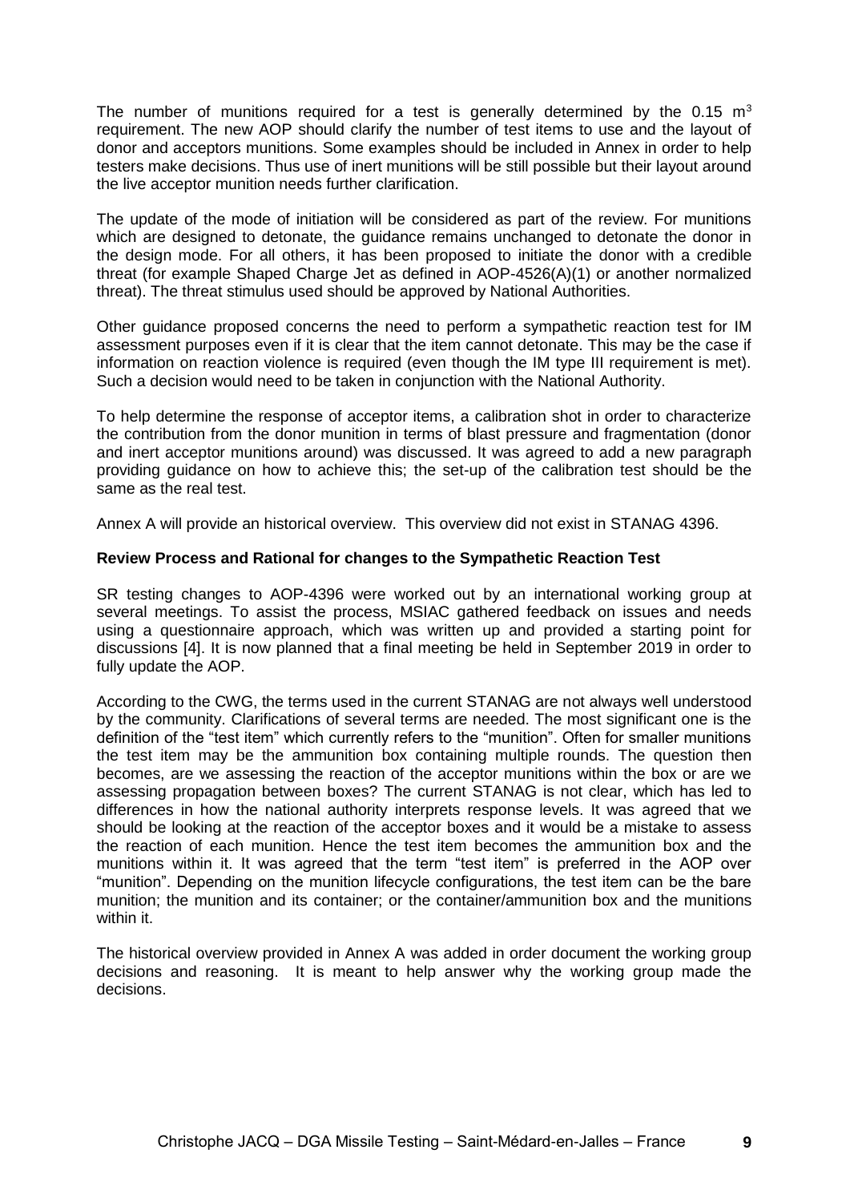The number of munitions required for a test is generally determined by the 0.15 $m^3$ requirement. The new AOP should clarify the number of test items to use and the layout of donor and acceptors munitions. Some examples should be included in Annex in order to help testers make decisions. Thus use of inert munitions will be still possible but their layout around the live acceptor munition needs further clarification.

The update of the mode of initiation will be considered as part of the review. For munitions which are designed to detonate, the guidance remains unchanged to detonate the donor in the design mode. For all others, it has been proposed to initiate the donor with a credible threat (for example Shaped Charge Jet as defined in AOP-4526(A)(1) or another normalized threat). The threat stimulus used should be approved by National Authorities.

Other guidance proposed concerns the need to perform a sympathetic reaction test for IM assessment purposes even if it is clear that the item cannot detonate. This may be the case if information on reaction violence is required (even though the IM type III requirement is met). Such a decision would need to be taken in conjunction with the National Authority.

To help determine the response of acceptor items, a calibration shot in order to characterize the contribution from the donor munition in terms of blast pressure and fragmentation (donor and inert acceptor munitions around) was discussed. It was agreed to add a new paragraph providing guidance on how to achieve this; the set-up of the calibration test should be the same as the real test.

Annex A will provide an historical overview. This overview did not exist in STANAG 4396.

**Review Process and Rational for changes to the Sympathetic Reaction Test**

SR testing changes to AOP-4396 were worked out by an international working group at several meetings. To assist the process, MSIAC gathered feedback on issues and needs using a questionnaire approach, which was written up and provided a starting point for discussions [4]. It is now planned that a final meeting be held in September 2019 in order to fully update the AOP.

According to the CWG, the terms used in the current STANAG are not always well understood by the community. Clarifications of several terms are needed. The most significant one is the definition of the "test item" which currently refers to the "munition". Often for smaller munitions the test item may be the ammunition box containing multiple rounds. The question then becomes, are we assessing the reaction of the acceptor munitions within the box or are we assessing propagation between boxes? The current STANAG is not clear, which has led to differences in how the national authority interprets response levels. It was agreed that we should be looking at the reaction of the acceptor boxes and it would be a mistake to assess the reaction of each munition. Hence the test item becomes the ammunition box and the munitions within it. It was agreed that the term "test item" is preferred in the AOP over "munition". Depending on the munition lifecycle configurations, the test item can be the bare munition; the munition and its container; or the container/ammunition box and the munitions within it.

The historical overview provided in Annex A was added in order document the working group decisions and reasoning. It is meant to help answer why the working group made the decisions.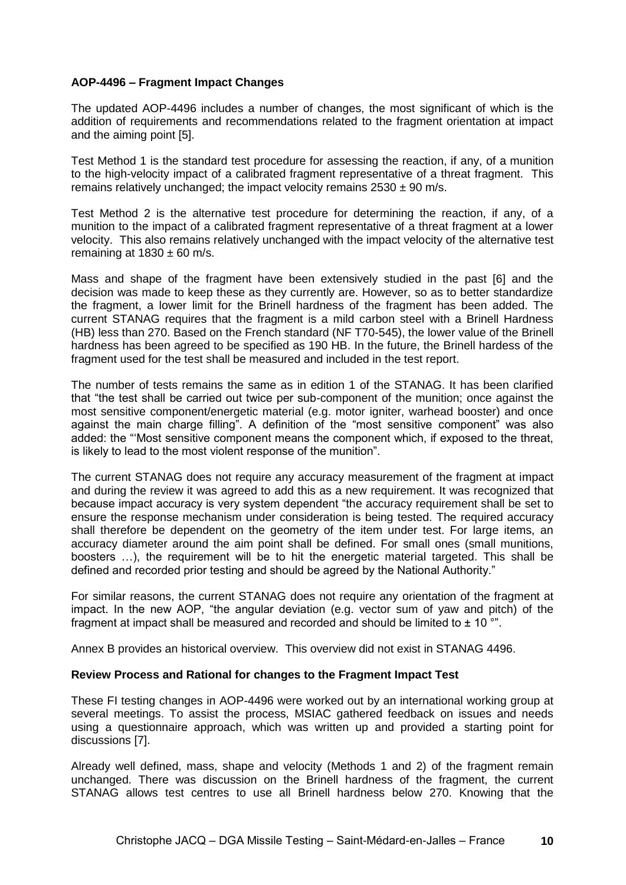**AOP-4496 – Fragment Impact Changes**

The updated AOP-4496 includes a number of changes, the most significant of which is the addition of requirements and recommendations related to the fragment orientation at impact and the aiming point [5].

Test Method 1 is the standard test procedure for assessing the reaction, if any, of a munition to the high-velocity impact of a calibrated fragment representative of a threat fragment. This remains relatively unchanged; the impact velocity remains 2530 ± 90 m/s.

Test Method 2 is the alternative test procedure for determining the reaction, if any, of a munition to the impact of a calibrated fragment representative of a threat fragment at a lower velocity. This also remains relatively unchanged with the impact velocity of the alternative test remaining at 1830 ± 60 m/s.

Mass and shape of the fragment have been extensively studied in the past [6] and the decision was made to keep these as they currently are. However, so as to better standardize the fragment, a lower limit for the Brinell hardness of the fragment has been added. The current STANAG requires that the fragment is a mild carbon steel with a Brinell Hardness (HB) less than 270. Based on the French standard (NF T70-545), the lower value of the Brinell hardness has been agreed to be specified as 190 HB. In the future, the Brinell hardess of the fragment used for the test shall be measured and included in the test report.

The number of tests remains the same as in edition 1 of the STANAG. It has been clarified that "the test shall be carried out twice per sub-component of the munition; once against the most sensitive component/energetic material (e.g. motor igniter, warhead booster) and once against the main charge filling". A definition of the "most sensitive component" was also added: the "'Most sensitive component means the component which, if exposed to the threat, is likely to lead to the most violent response of the munition".

The current STANAG does not require any accuracy measurement of the fragment at impact and during the review it was agreed to add this as a new requirement. It was recognized that because impact accuracy is very system dependent "the accuracy requirement shall be set to ensure the response mechanism under consideration is being tested. The required accuracy shall therefore be dependent on the geometry of the item under test. For large items, an accuracy diameter around the aim point shall be defined. For small ones (small munitions, boosters …), the requirement will be to hit the energetic material targeted. This shall be defined and recorded prior testing and should be agreed by the National Authority."

For similar reasons, the current STANAG does not require any orientation of the fragment at impact. In the new AOP, "the angular deviation (e.g. vector sum of yaw and pitch) of the fragment at impact shall be measured and recorded and should be limited to ± 10 °".

Annex B provides an historical overview. This overview did not exist in STANAG 4496.

**Review Process and Rational for changes to the Fragment Impact Test**

These FI testing changes in AOP-4496 were worked out by an international working group at several meetings. To assist the process, MSIAC gathered feedback on issues and needs using a questionnaire approach, which was written up and provided a starting point for discussions [7].

Already well defined, mass, shape and velocity (Methods 1 and 2) of the fragment remain unchanged. There was discussion on the Brinell hardness of the fragment, the current STANAG allows test centres to use all Brinell hardness below 270. Knowing that the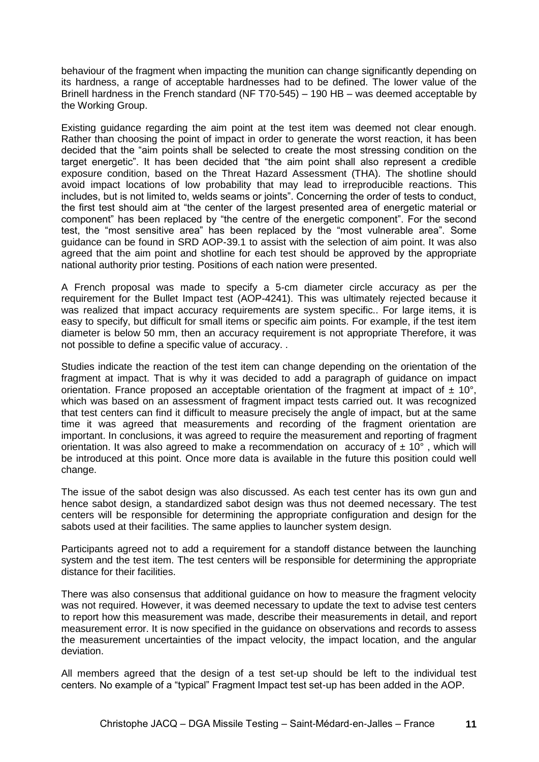behaviour of the fragment when impacting the munition can change significantly depending on its hardness, a range of acceptable hardnesses had to be defined. The lower value of the Brinell hardness in the French standard (NF T70-545) – 190 HB – was deemed acceptable by the Working Group.

Existing guidance regarding the aim point at the test item was deemed not clear enough. Rather than choosing the point of impact in order to generate the worst reaction, it has been decided that the "aim points shall be selected to create the most stressing condition on the target energetic". It has been decided that "the aim point shall also represent a credible exposure condition, based on the Threat Hazard Assessment (THA). The shotline should avoid impact locations of low probability that may lead to irreproducible reactions. This includes, but is not limited to, welds seams or joints". Concerning the order of tests to conduct, the first test should aim at "the center of the largest presented area of energetic material or component" has been replaced by "the centre of the energetic component". For the second test, the "most sensitive area" has been replaced by the "most vulnerable area". Some guidance can be found in SRD AOP-39.1 to assist with the selection of aim point. It was also agreed that the aim point and shotline for each test should be approved by the appropriate national authority prior testing. Positions of each nation were presented.

A French proposal was made to specify a 5-cm diameter circle accuracy as per the requirement for the Bullet Impact test (AOP-4241). This was ultimately rejected because it was realized that impact accuracy requirements are system specific.. For large items, it is easy to specify, but difficult for small items or specific aim points. For example, if the test item diameter is below 50 mm, then an accuracy requirement is not appropriate Therefore, it was not possible to define a specific value of accuracy. .

Studies indicate the reaction of the test item can change depending on the orientation of the fragment at impact. That is why it was decided to add a paragraph of guidance on impact orientation. France proposed an acceptable orientation of the fragment at impact of ± 10°, which was based on an assessment of fragment impact tests carried out. It was recognized that test centers can find it difficult to measure precisely the angle of impact, but at the same time it was agreed that measurements and recording of the fragment orientation are important. In conclusions, it was agreed to require the measurement and reporting of fragment orientation. It was also agreed to make a recommendation on accuracy of ± 10° , which will be introduced at this point. Once more data is available in the future this position could well change.

The issue of the sabot design was also discussed. As each test center has its own gun and hence sabot design, a standardized sabot design was thus not deemed necessary. The test centers will be responsible for determining the appropriate configuration and design for the sabots used at their facilities. The same applies to launcher system design.

Participants agreed not to add a requirement for a standoff distance between the launching system and the test item. The test centers will be responsible for determining the appropriate distance for their facilities.

There was also consensus that additional guidance on how to measure the fragment velocity was not required. However, it was deemed necessary to update the text to advise test centers to report how this measurement was made, describe their measurements in detail, and report measurement error. It is now specified in the guidance on observations and records to assess the measurement uncertainties of the impact velocity, the impact location, and the angular deviation.

All members agreed that the design of a test set-up should be left to the individual test centers. No example of a "typical" Fragment Impact test set-up has been added in the AOP.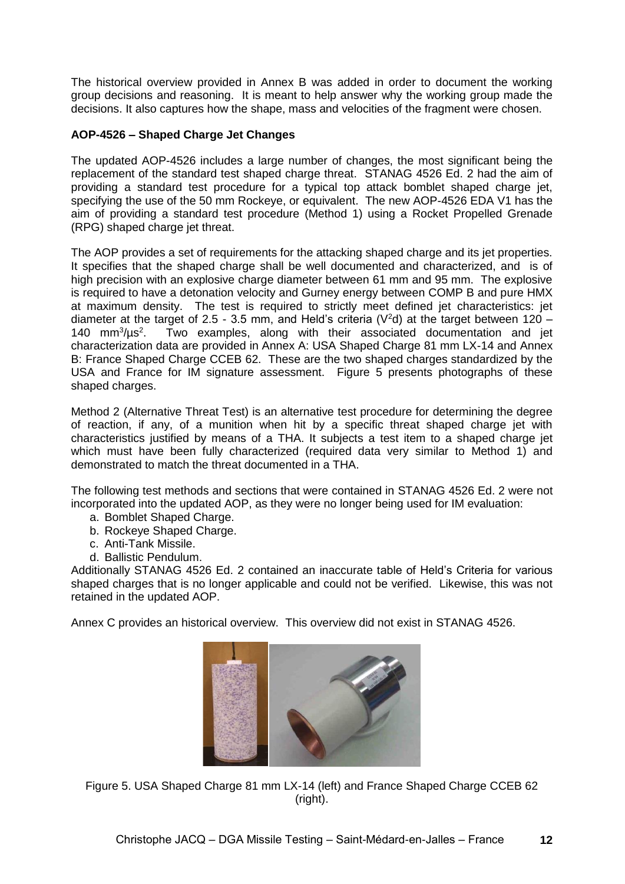The historical overview provided in Annex B was added in order to document the working group decisions and reasoning. It is meant to help answer why the working group made the decisions. It also captures how the shape, mass and velocities of the fragment were chosen.

**AOP-4526 – Shaped Charge Jet Changes**

The updated AOP-4526 includes a large number of changes, the most significant being the replacement of the standard test shaped charge threat. STANAG 4526 Ed. 2 had the aim of providing a standard test procedure for a typical top attack bomblet shaped charge jet, specifying the use of the 50 mm Rockeye, or equivalent. The new AOP-4526 EDA V1 has the aim of providing a standard test procedure (Method 1) using a Rocket Propelled Grenade (RPG) shaped charge jet threat.

The AOP provides a set of requirements for the attacking shaped charge and its jet properties. It specifies that the shaped charge shall be well documented and characterized, and is of high precision with an explosive charge diameter between 61 mm and 95 mm. The explosive is required to have a detonation velocity and Gurney energy between COMP B and pure HMX at maximum density. The test is required to strictly meet defined jet characteristics: jet diameter at the target of 2.5 - 3.5 mm, and Held's criteria ($V^2d$) at the target between 120 – 140 $mm^3/\mu s^2$. Two examples, along with their associated documentation and jet characterization data are provided in Annex A: USA Shaped Charge 81 mm LX-14 and Annex B: France Shaped Charge CCEB 62. These are the two shaped charges standardized by the USA and France for IM signature assessment. Figure 5 presents photographs of these shaped charges.

Method 2 (Alternative Threat Test) is an alternative test procedure for determining the degree of reaction, if any, of a munition when hit by a specific threat shaped charge jet with characteristics justified by means of a THA. It subjects a test item to a shaped charge jet which must have been fully characterized (required data very similar to Method 1) and demonstrated to match the threat documented in a THA.

The following test methods and sections that were contained in STANAG 4526 Ed. 2 were not incorporated into the updated AOP, as they were no longer being used for IM evaluation:

a. Bomblet Shaped Charge.
b. Rockeye Shaped Charge.
c. Anti-Tank Missile.
d. Ballistic Pendulum.

Additionally STANAG 4526 Ed. 2 contained an inaccurate table of Held's Criteria for various shaped charges that is no longer applicable and could not be verified. Likewise, this was not retained in the updated AOP.

Annex C provides an historical overview. This overview did not exist in STANAG 4526.

Figure 5. USA Shaped Charge 81 mm LX-14 (left) and France Shaped Charge CCEB 62 (right).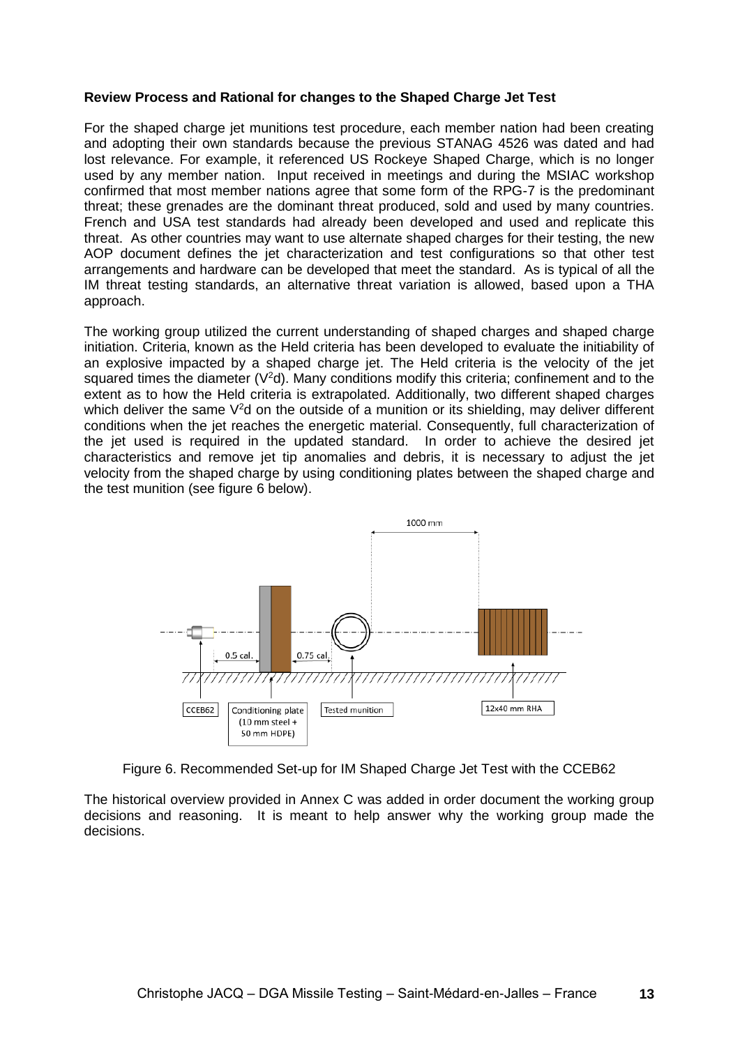**Review Process and Rational for changes to the Shaped Charge Jet Test**

For the shaped charge jet munitions test procedure, each member nation had been creating and adopting their own standards because the previous STANAG 4526 was dated and had lost relevance. For example, it referenced US Rockeye Shaped Charge, which is no longer used by any member nation. Input received in meetings and during the MSIAC workshop confirmed that most member nations agree that some form of the RPG-7 is the predominant threat; these grenades are the dominant threat produced, sold and used by many countries. French and USA test standards had already been developed and used and replicate this threat. As other countries may want to use alternate shaped charges for their testing, the new AOP document defines the jet characterization and test configurations so that other test arrangements and hardware can be developed that meet the standard. As is typical of all the IM threat testing standards, an alternative threat variation is allowed, based upon a THA approach.

The working group utilized the current understanding of shaped charges and shaped charge initiation. Criteria, known as the Held criteria has been developed to evaluate the initiability of an explosive impacted by a shaped charge jet. The Held criteria is the velocity of the jet squared times the diameter ($V^2d$). Many conditions modify this criteria; confinement and to the extent as to how the Held criteria is extrapolated. Additionally, two different shaped charges which deliver the same $V^2d$ on the outside of a munition or its shielding, may deliver different conditions when the jet reaches the energetic material. Consequently, full characterization of the jet used is required in the updated standard. In order to achieve the desired jet characteristics and remove jet tip anomalies and debris, it is necessary to adjust the jet velocity from the shaped charge by using conditioning plates between the shaped charge and the test munition (see figure 6 below).

1000 mm

0.5 cal.

0.75 cal.

CCEB62

Conditioning plate (10 mm steel + 50 mm HDPE)

Tested munition

12x40 mm RHA

Figure 6. Recommended Set-up for IM Shaped Charge Jet Test with the CCEB62

The historical overview provided in Annex C was added in order document the working group decisions and reasoning. It is meant to help answer why the working group made the decisions.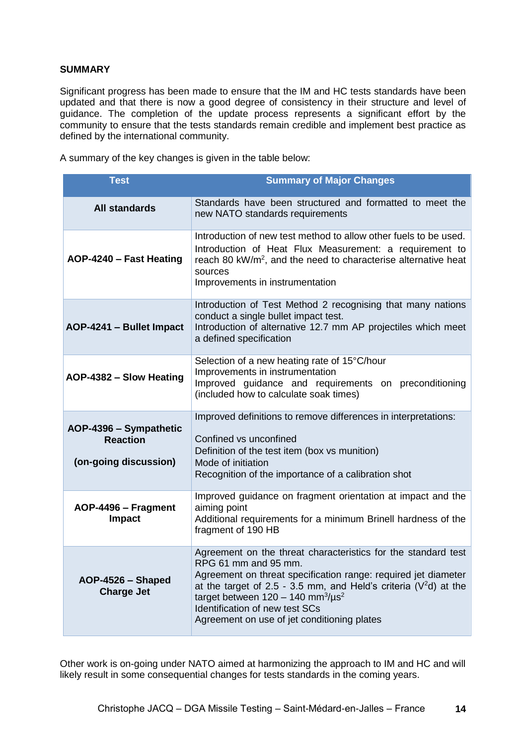## SUMMARY

Significant progress has been made to ensure that the IM and HC tests standards have been updated and that there is now a good degree of consistency in their structure and level of guidance. The completion of the update process represents a significant effort by the community to ensure that the tests standards remain credible and implement best practice as defined by the international community.

A summary of the key changes is given in the table below:

| Test | Summary of Major Changes |
|---|---|
| **All standards** | Standards have been structured and formatted to meet the new NATO standards requirements |
| **AOP-4240 – Fast Heating** | Introduction of new test method to allow other fuels to be used.<br>Introduction of Heat Flux Measurement: a requirement to reach 80 kW/m$^2$, and the need to characterise alternative heat sources<br>Improvements in instrumentation |
| **AOP-4241 – Bullet Impact** | Introduction of Test Method 2 recognising that many nations conduct a single bullet impact test.<br>Introduction of alternative 12.7 mm AP projectiles which meet a defined specification |
| **AOP-4382 – Slow Heating** | Selection of a new heating rate of 15°C/hour<br>Improvements in instrumentation<br>Improved guidance and requirements on preconditioning (included how to calculate soak times) |
| **AOP-4396 – Sympathetic Reaction**<br><br>**(on-going discussion)** | Improved definitions to remove differences in interpretations:<br><br>Confined vs unconfined<br>Definition of the test item (box vs munition)<br>Mode of initiation<br>Recognition of the importance of a calibration shot |
| **AOP-4496 – Fragment Impact** | Improved guidance on fragment orientation at impact and the aiming point<br>Additional requirements for a minimum Brinell hardness of the fragment of 190 HB |
| **AOP-4526 – Shaped Charge Jet** | Agreement on the threat characteristics for the standard test RPG 61 mm and 95 mm.<br>Agreement on threat specification range: required jet diameter at the target of 2.5 - 3.5 mm, and Held's criteria ($V^2d$) at the target between 120 – 140 mm$^3$/µs$^2$<br>Identification of new test SCs<br>Agreement on use of jet conditioning plates |

Other work is on-going under NATO aimed at harmonizing the approach to IM and HC and will likely result in some consequential changes for tests standards in the coming years.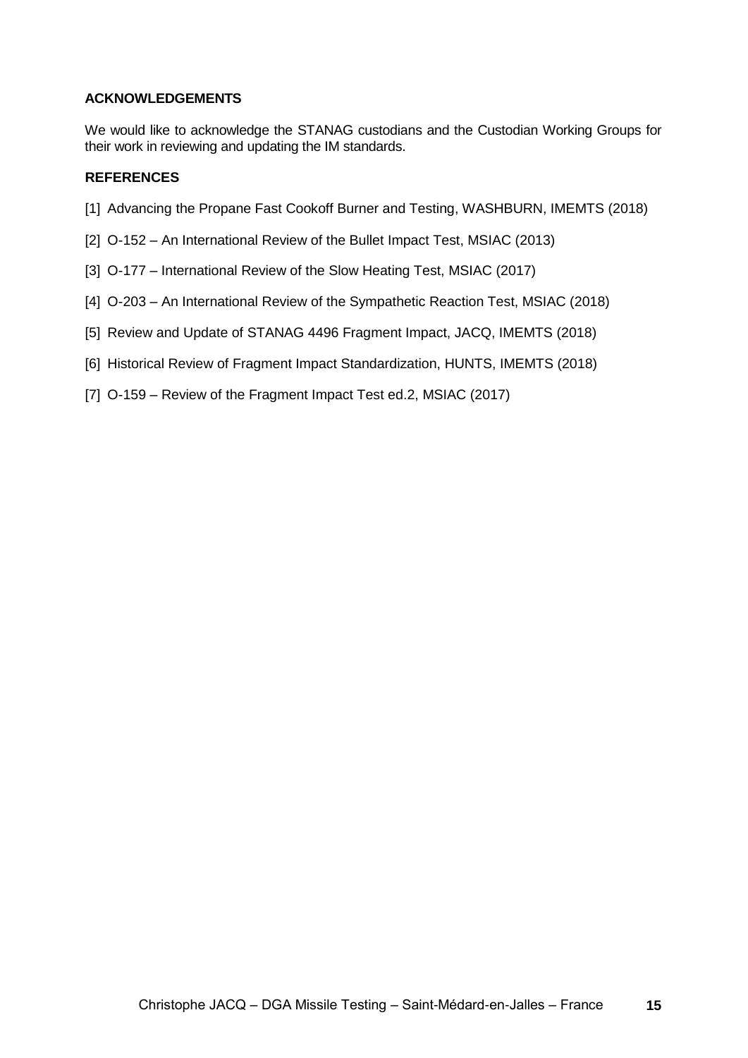## ACKNOWLEDGEMENTS

We would like to acknowledge the STANAG custodians and the Custodian Working Groups for their work in reviewing and updating the IM standards.

## REFERENCES

[1] Advancing the Propane Fast Cookoff Burner and Testing, WASHBURN, IMEMTS (2018)

[2] O-152 – An International Review of the Bullet Impact Test, MSIAC (2013)

[3] O-177 – International Review of the Slow Heating Test, MSIAC (2017)

[4] O-203 – An International Review of the Sympathetic Reaction Test, MSIAC (2018)

[5] Review and Update of STANAG 4496 Fragment Impact, JACQ, IMEMTS (2018)

[6] Historical Review of Fragment Impact Standardization, HUNTS, IMEMTS (2018)

[7] O-159 – Review of the Fragment Impact Test ed.2, MSIAC (2017)